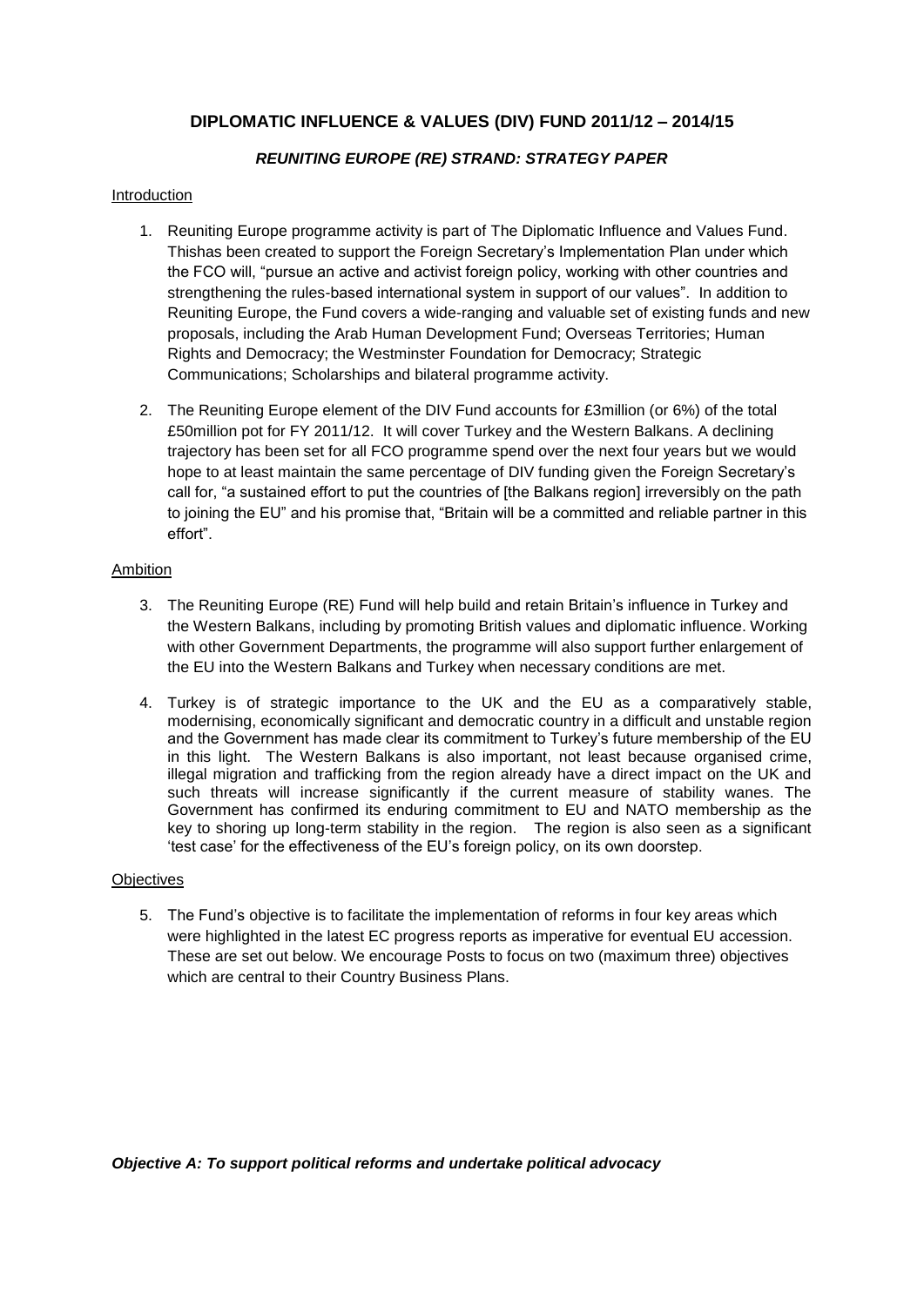## DIPLOMATIC INFLUENCE & VALUES (DIV) FUND 2011/12 – 2014/15

### *REUNITING EUROPE (RE) STRAND: STRATEGY PAPER*

Introduction

1. Reuniting Europe programme activity is part of The Diplomatic Influence and Values Fund. Thishas been created to support the Foreign Secretary's Implementation Plan under which the FCO will, "pursue an active and activist foreign policy, working with other countries and strengthening the rules-based international system in support of our values". In addition to Reuniting Europe, the Fund covers a wide-ranging and valuable set of existing funds and new proposals, including the Arab Human Development Fund; Overseas Territories; Human Rights and Democracy; the Westminster Foundation for Democracy; Strategic Communications; Scholarships and bilateral programme activity.

2. The Reuniting Europe element of the DIV Fund accounts for £3million (or 6%) of the total £50million pot for FY 2011/12. It will cover Turkey and the Western Balkans. A declining trajectory has been set for all FCO programme spend over the next four years but we would hope to at least maintain the same percentage of DIV funding given the Foreign Secretary's call for, "a sustained effort to put the countries of [the Balkans region] irreversibly on the path to joining the EU" and his promise that, "Britain will be a committed and reliable partner in this effort".

Ambition

3. The Reuniting Europe (RE) Fund will help build and retain Britain's influence in Turkey and the Western Balkans, including by promoting British values and diplomatic influence. Working with other Government Departments, the programme will also support further enlargement of the EU into the Western Balkans and Turkey when necessary conditions are met.

4. Turkey is of strategic importance to the UK and the EU as a comparatively stable, modernising, economically significant and democratic country in a difficult and unstable region and the Government has made clear its commitment to Turkey's future membership of the EU in this light. The Western Balkans is also important, not least because organised crime, illegal migration and trafficking from the region already have a direct impact on the UK and such threats will increase significantly if the current measure of stability wanes. The Government has confirmed its enduring commitment to EU and NATO membership as the key to shoring up long-term stability in the region. The region is also seen as a significant 'test case' for the effectiveness of the EU's foreign policy, on its own doorstep.

Objectives

5. The Fund's objective is to facilitate the implementation of reforms in four key areas which were highlighted in the latest EC progress reports as imperative for eventual EU accession. These are set out below. We encourage Posts to focus on two (maximum three) objectives which are central to their Country Business Plans.

***Objective A: To support political reforms and undertake political advocacy***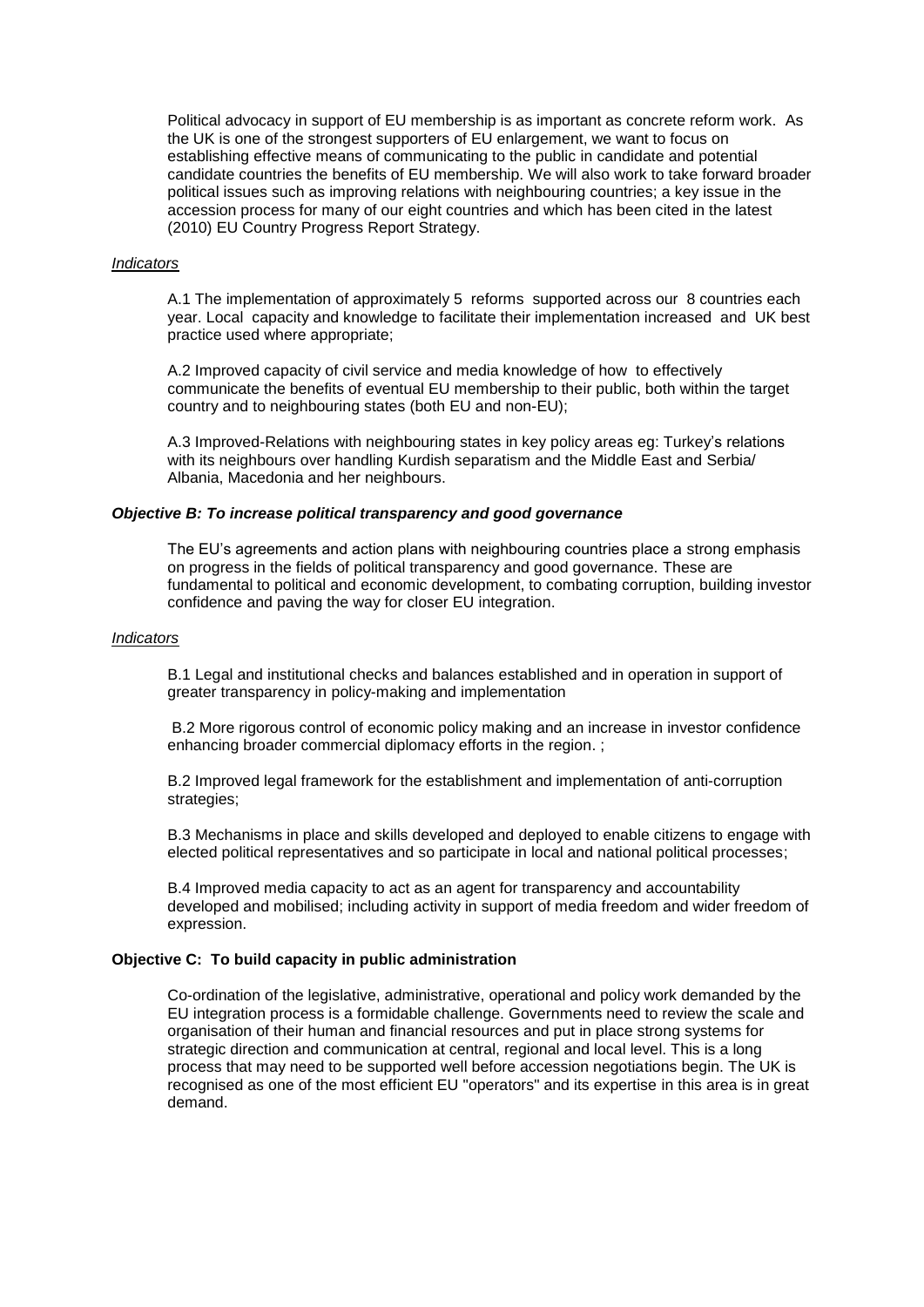Political advocacy in support of EU membership is as important as concrete reform work. As the UK is one of the strongest supporters of EU enlargement, we want to focus on establishing effective means of communicating to the public in candidate and potential candidate countries the benefits of EU membership. We will also work to take forward broader political issues such as improving relations with neighbouring countries; a key issue in the accession process for many of our eight countries and which has been cited in the latest (2010) EU Country Progress Report Strategy.

*Indicators*

A.1 The implementation of approximately 5 reforms supported across our 8 countries each year. Local capacity and knowledge to facilitate their implementation increased and UK best practice used where appropriate;

A.2 Improved capacity of civil service and media knowledge of how to effectively communicate the benefits of eventual EU membership to their public, both within the target country and to neighbouring states (both EU and non-EU);

A.3 Improved-Relations with neighbouring states in key policy areas eg: Turkey's relations with its neighbours over handling Kurdish separatism and the Middle East and Serbia/ Albania, Macedonia and her neighbours.

***Objective B: To increase political transparency and good governance***

The EU's agreements and action plans with neighbouring countries place a strong emphasis on progress in the fields of political transparency and good governance. These are fundamental to political and economic development, to combating corruption, building investor confidence and paving the way for closer EU integration.

*Indicators*

B.1 Legal and institutional checks and balances established and in operation in support of greater transparency in policy-making and implementation

B.2 More rigorous control of economic policy making and an increase in investor confidence enhancing broader commercial diplomacy efforts in the region. ;

B.2 Improved legal framework for the establishment and implementation of anti-corruption strategies;

B.3 Mechanisms in place and skills developed and deployed to enable citizens to engage with elected political representatives and so participate in local and national political processes;

B.4 Improved media capacity to act as an agent for transparency and accountability developed and mobilised; including activity in support of media freedom and wider freedom of expression.

**Objective C: To build capacity in public administration**

Co-ordination of the legislative, administrative, operational and policy work demanded by the EU integration process is a formidable challenge. Governments need to review the scale and organisation of their human and financial resources and put in place strong systems for strategic direction and communication at central, regional and local level. This is a long process that may need to be supported well before accession negotiations begin. The UK is recognised as one of the most efficient EU "operators" and its expertise in this area is in great demand.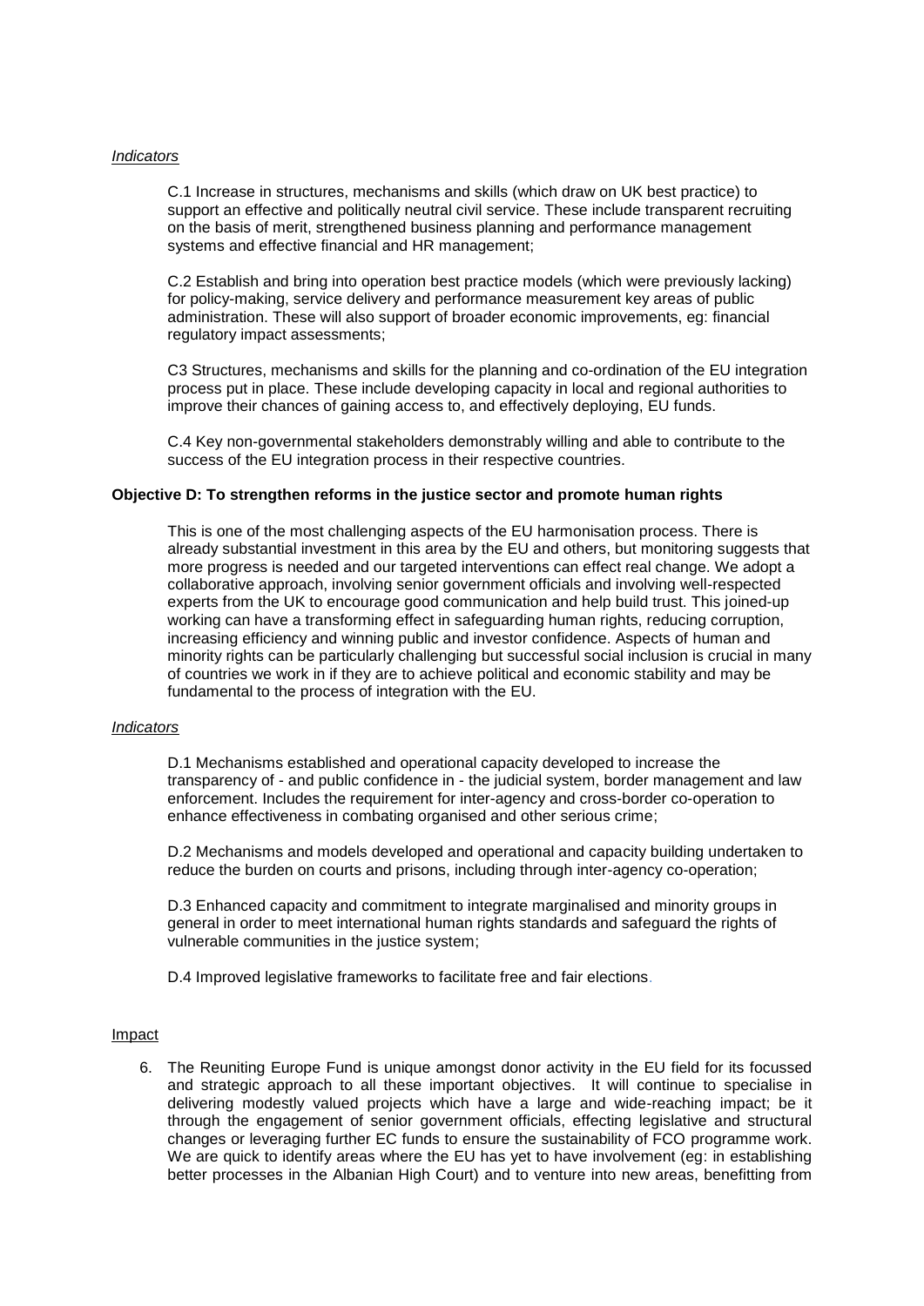*Indicators*

C.1 Increase in structures, mechanisms and skills (which draw on UK best practice) to support an effective and politically neutral civil service. These include transparent recruiting on the basis of merit, strengthened business planning and performance management systems and effective financial and HR management;

C.2 Establish and bring into operation best practice models (which were previously lacking) for policy-making, service delivery and performance measurement key areas of public administration. These will also support of broader economic improvements, eg: financial regulatory impact assessments;

C3 Structures, mechanisms and skills for the planning and co-ordination of the EU integration process put in place. These include developing capacity in local and regional authorities to improve their chances of gaining access to, and effectively deploying, EU funds.

C.4 Key non-governmental stakeholders demonstrably willing and able to contribute to the success of the EU integration process in their respective countries.

**Objective D: To strengthen reforms in the justice sector and promote human rights**

This is one of the most challenging aspects of the EU harmonisation process. There is already substantial investment in this area by the EU and others, but monitoring suggests that more progress is needed and our targeted interventions can effect real change. We adopt a collaborative approach, involving senior government officials and involving well-respected experts from the UK to encourage good communication and help build trust. This joined-up working can have a transforming effect in safeguarding human rights, reducing corruption, increasing efficiency and winning public and investor confidence. Aspects of human and minority rights can be particularly challenging but successful social inclusion is crucial in many of countries we work in if they are to achieve political and economic stability and may be fundamental to the process of integration with the EU.

*Indicators*

D.1 Mechanisms established and operational capacity developed to increase the transparency of - and public confidence in - the judicial system, border management and law enforcement. Includes the requirement for inter-agency and cross-border co-operation to enhance effectiveness in combating organised and other serious crime;

D.2 Mechanisms and models developed and operational and capacity building undertaken to reduce the burden on courts and prisons, including through inter-agency co-operation;

D.3 Enhanced capacity and commitment to integrate marginalised and minority groups in general in order to meet international human rights standards and safeguard the rights of vulnerable communities in the justice system;

D.4 Improved legislative frameworks to facilitate free and fair elections.

Impact

6. The Reuniting Europe Fund is unique amongst donor activity in the EU field for its focussed and strategic approach to all these important objectives. It will continue to specialise in delivering modestly valued projects which have a large and wide-reaching impact; be it through the engagement of senior government officials, effecting legislative and structural changes or leveraging further EC funds to ensure the sustainability of FCO programme work. We are quick to identify areas where the EU has yet to have involvement (eg: in establishing better processes in the Albanian High Court) and to venture into new areas, benefitting from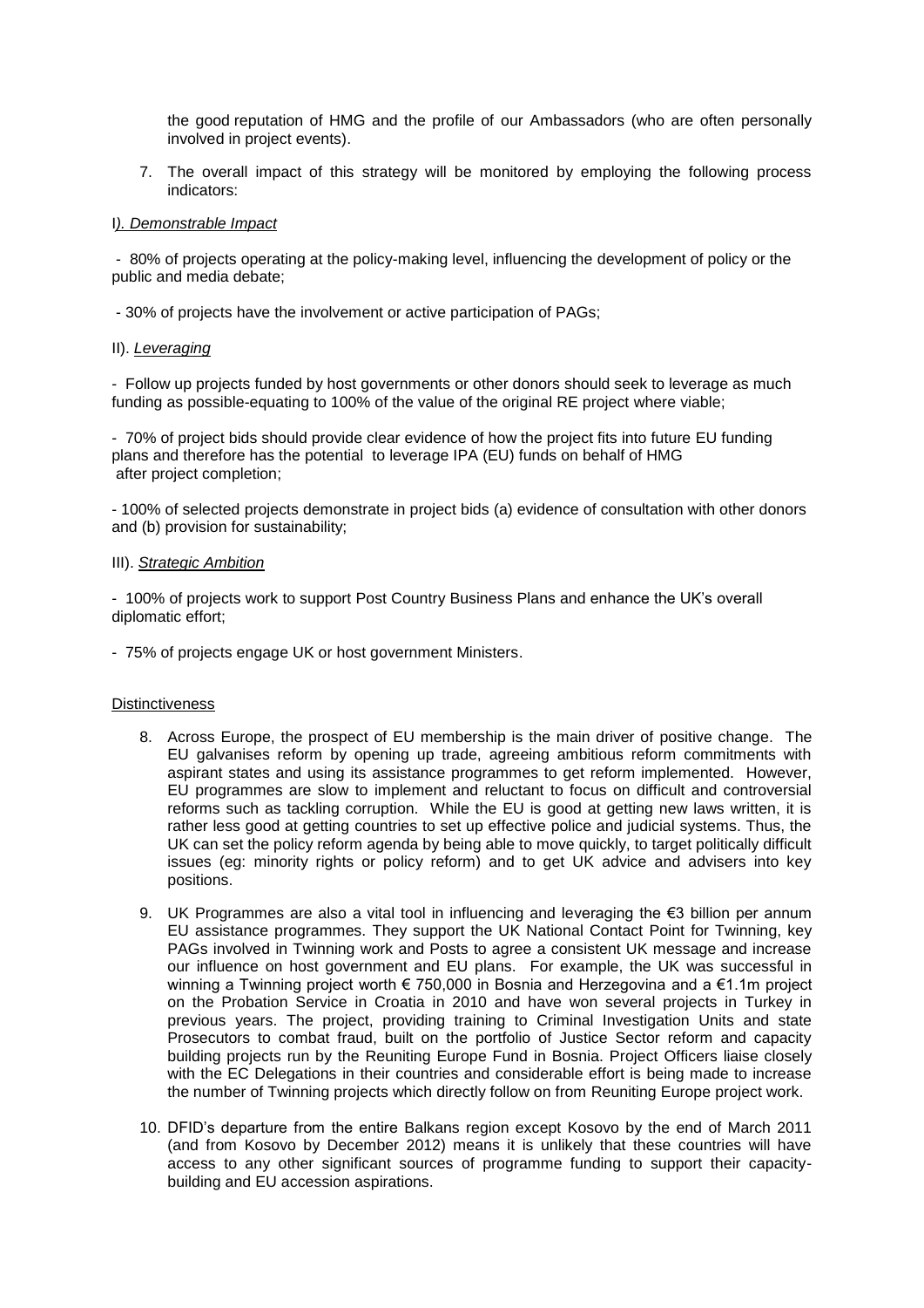the good reputation of HMG and the profile of our Ambassadors (who are often personally involved in project events).

7. The overall impact of this strategy will be monitored by employing the following process indicators:

I). *Demonstrable Impact*

- 80% of projects operating at the policy-making level, influencing the development of policy or the public and media debate;

- 30% of projects have the involvement or active participation of PAGs;

II). *Leveraging*

- Follow up projects funded by host governments or other donors should seek to leverage as much funding as possible-equating to 100% of the value of the original RE project where viable;

- 70% of project bids should provide clear evidence of how the project fits into future EU funding plans and therefore has the potential to leverage IPA (EU) funds on behalf of HMG after project completion;

- 100% of selected projects demonstrate in project bids (a) evidence of consultation with other donors and (b) provision for sustainability;

III). *Strategic Ambition*

- 100% of projects work to support Post Country Business Plans and enhance the UK's overall diplomatic effort;

- 75% of projects engage UK or host government Ministers.

Distinctiveness

8. Across Europe, the prospect of EU membership is the main driver of positive change. The EU galvanises reform by opening up trade, agreeing ambitious reform commitments with aspirant states and using its assistance programmes to get reform implemented. However, EU programmes are slow to implement and reluctant to focus on difficult and controversial reforms such as tackling corruption. While the EU is good at getting new laws written, it is rather less good at getting countries to set up effective police and judicial systems. Thus, the UK can set the policy reform agenda by being able to move quickly, to target politically difficult issues (eg: minority rights or policy reform) and to get UK advice and advisers into key positions.

9. UK Programmes are also a vital tool in influencing and leveraging the €3 billion per annum EU assistance programmes. They support the UK National Contact Point for Twinning, key PAGs involved in Twinning work and Posts to agree a consistent UK message and increase our influence on host government and EU plans. For example, the UK was successful in winning a Twinning project worth € 750,000 in Bosnia and Herzegovina and a €1.1m project on the Probation Service in Croatia in 2010 and have won several projects in Turkey in previous years. The project, providing training to Criminal Investigation Units and state Prosecutors to combat fraud, built on the portfolio of Justice Sector reform and capacity building projects run by the Reuniting Europe Fund in Bosnia. Project Officers liaise closely with the EC Delegations in their countries and considerable effort is being made to increase the number of Twinning projects which directly follow on from Reuniting Europe project work.

10. DFID's departure from the entire Balkans region except Kosovo by the end of March 2011 (and from Kosovo by December 2012) means it is unlikely that these countries will have access to any other significant sources of programme funding to support their capacity-building and EU accession aspirations.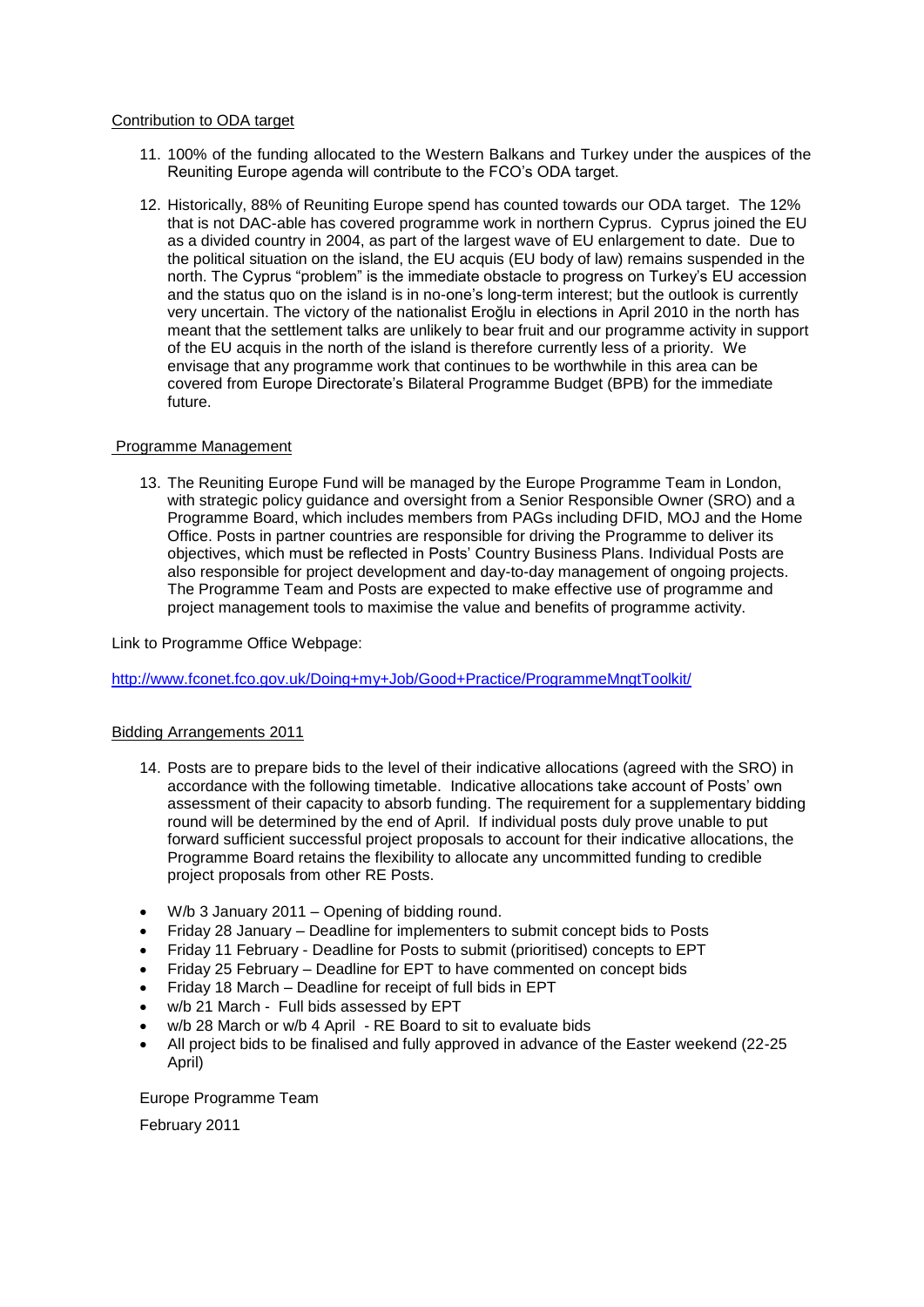Contribution to ODA target

11. 100% of the funding allocated to the Western Balkans and Turkey under the auspices of the Reuniting Europe agenda will contribute to the FCO's ODA target.

12. Historically, 88% of Reuniting Europe spend has counted towards our ODA target. The 12% that is not DAC-able has covered programme work in northern Cyprus. Cyprus joined the EU as a divided country in 2004, as part of the largest wave of EU enlargement to date. Due to the political situation on the island, the EU acquis (EU body of law) remains suspended in the north. The Cyprus "problem" is the immediate obstacle to progress on Turkey's EU accession and the status quo on the island is in no-one's long-term interest; but the outlook is currently very uncertain. The victory of the nationalist Eroğlu in elections in April 2010 in the north has meant that the settlement talks are unlikely to bear fruit and our programme activity in support of the EU acquis in the north of the island is therefore currently less of a priority. We envisage that any programme work that continues to be worthwhile in this area can be covered from Europe Directorate's Bilateral Programme Budget (BPB) for the immediate future.

Programme Management

13. The Reuniting Europe Fund will be managed by the Europe Programme Team in London, with strategic policy guidance and oversight from a Senior Responsible Owner (SRO) and a Programme Board, which includes members from PAGs including DFID, MOJ and the Home Office. Posts in partner countries are responsible for driving the Programme to deliver its objectives, which must be reflected in Posts' Country Business Plans. Individual Posts are also responsible for project development and day-to-day management of ongoing projects. The Programme Team and Posts are expected to make effective use of programme and project management tools to maximise the value and benefits of programme activity.

Link to Programme Office Webpage:

http://www.fconet.fco.gov.uk/Doing+my+Job/Good+Practice/ProgrammeMngtToolkit/

Bidding Arrangements 2011

14. Posts are to prepare bids to the level of their indicative allocations (agreed with the SRO) in accordance with the following timetable. Indicative allocations take account of Posts' own assessment of their capacity to absorb funding. The requirement for a supplementary bidding round will be determined by the end of April. If individual posts duly prove unable to put forward sufficient successful project proposals to account for their indicative allocations, the Programme Board retains the flexibility to allocate any uncommitted funding to credible project proposals from other RE Posts.

- W/b 3 January 2011 – Opening of bidding round.
- Friday 28 January – Deadline for implementers to submit concept bids to Posts
- Friday 11 February - Deadline for Posts to submit (prioritised) concepts to EPT
- Friday 25 February – Deadline for EPT to have commented on concept bids
- Friday 18 March – Deadline for receipt of full bids in EPT
- w/b 21 March - Full bids assessed by EPT
- w/b 28 March or w/b 4 April - RE Board to sit to evaluate bids
- All project bids to be finalised and fully approved in advance of the Easter weekend (22-25 April)

Europe Programme Team

February 2011